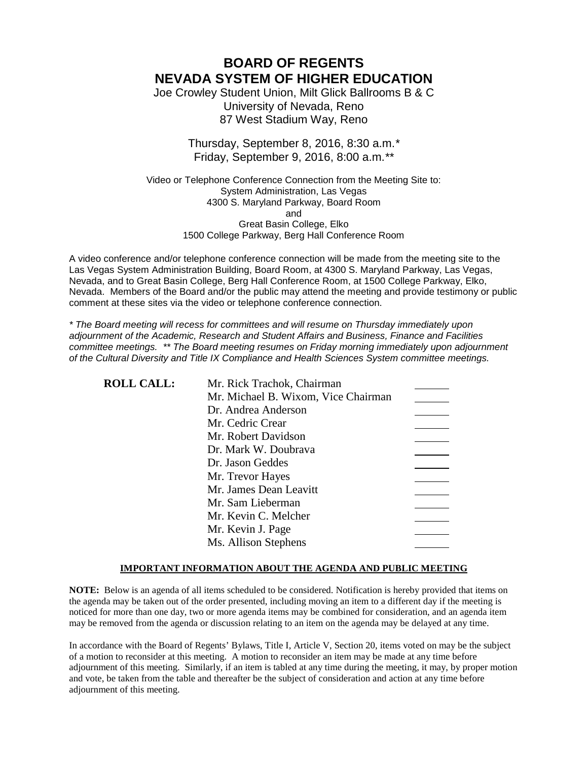# BOARD OF REGENTS
# NEVADA SYSTEM OF HIGHER EDUCATION

Joe Crowley Student Union, Milt Glick Ballrooms B & C
University of Nevada, Reno
87 West Stadium Way, Reno

Thursday, September 8, 2016, 8:30 a.m.*
Friday, September 9, 2016, 8:00 a.m.**

Video or Telephone Conference Connection from the Meeting Site to:
System Administration, Las Vegas
4300 S. Maryland Parkway, Board Room
and
Great Basin College, Elko
1500 College Parkway, Berg Hall Conference Room

A video conference and/or telephone conference connection will be made from the meeting site to the Las Vegas System Administration Building, Board Room, at 4300 S. Maryland Parkway, Las Vegas, Nevada, and to Great Basin College, Berg Hall Conference Room, at 1500 College Parkway, Elko, Nevada. Members of the Board and/or the public may attend the meeting and provide testimony or public comment at these sites via the video or telephone conference connection.

*\* The Board meeting will recess for committees and will resume on Thursday immediately upon adjournment of the Academic, Research and Student Affairs and Business, Finance and Facilities committee meetings. \*\* The Board meeting resumes on Friday morning immediately upon adjournment of the Cultural Diversity and Title IX Compliance and Health Sciences System committee meetings.*

| **ROLL CALL:** | | |
|---|---|---|
| | Mr. Rick Trachok, Chairman | ______ |
| | Mr. Michael B. Wixom, Vice Chairman | ______ |
| | Dr. Andrea Anderson | ______ |
| | Mr. Cedric Crear | ______ |
| | Mr. Robert Davidson | ______ |
| | Dr. Mark W. Doubrava | ______ |
| | Dr. Jason Geddes | ______ |
| | Mr. Trevor Hayes | ______ |
| | Mr. James Dean Leavitt | ______ |
| | Mr. Sam Lieberman | ______ |
| | Mr. Kevin C. Melcher | ______ |
| | Mr. Kevin J. Page | ______ |
| | Ms. Allison Stephens | ______ |

**IMPORTANT INFORMATION ABOUT THE AGENDA AND PUBLIC MEETING**

**NOTE:** Below is an agenda of all items scheduled to be considered. Notification is hereby provided that items on the agenda may be taken out of the order presented, including moving an item to a different day if the meeting is noticed for more than one day, two or more agenda items may be combined for consideration, and an agenda item may be removed from the agenda or discussion relating to an item on the agenda may be delayed at any time.

In accordance with the Board of Regents' Bylaws, Title I, Article V, Section 20, items voted on may be the subject of a motion to reconsider at this meeting. A motion to reconsider an item may be made at any time before adjournment of this meeting. Similarly, if an item is tabled at any time during the meeting, it may, by proper motion and vote, be taken from the table and thereafter be the subject of consideration and action at any time before adjournment of this meeting.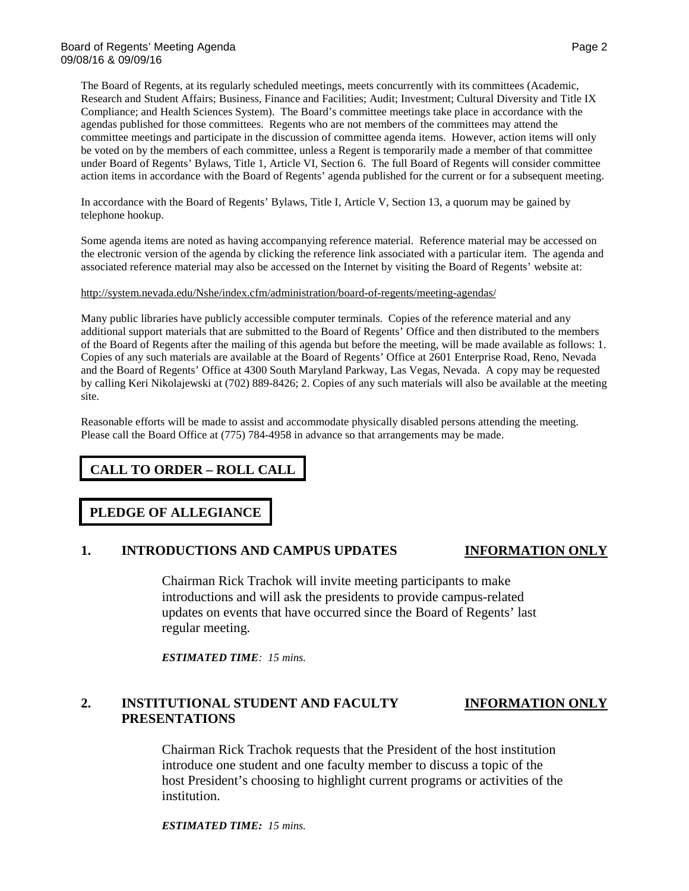The Board of Regents, at its regularly scheduled meetings, meets concurrently with its committees (Academic, Research and Student Affairs; Business, Finance and Facilities; Audit; Investment; Cultural Diversity and Title IX Compliance; and Health Sciences System). The Board's committee meetings take place in accordance with the agendas published for those committees. Regents who are not members of the committees may attend the committee meetings and participate in the discussion of committee agenda items. However, action items will only be voted on by the members of each committee, unless a Regent is temporarily made a member of that committee under Board of Regents' Bylaws, Title 1, Article VI, Section 6. The full Board of Regents will consider committee action items in accordance with the Board of Regents' agenda published for the current or for a subsequent meeting.

In accordance with the Board of Regents' Bylaws, Title I, Article V, Section 13, a quorum may be gained by telephone hookup.

Some agenda items are noted as having accompanying reference material. Reference material may be accessed on the electronic version of the agenda by clicking the reference link associated with a particular item. The agenda and associated reference material may also be accessed on the Internet by visiting the Board of Regents' website at:

http://system.nevada.edu/Nshe/index.cfm/administration/board-of-regents/meeting-agendas/

Many public libraries have publicly accessible computer terminals. Copies of the reference material and any additional support materials that are submitted to the Board of Regents' Office and then distributed to the members of the Board of Regents after the mailing of this agenda but before the meeting, will be made available as follows: 1. Copies of any such materials are available at the Board of Regents' Office at 2601 Enterprise Road, Reno, Nevada and the Board of Regents' Office at 4300 South Maryland Parkway, Las Vegas, Nevada. A copy may be requested by calling Keri Nikolajewski at (702) 889-8426; 2. Copies of any such materials will also be available at the meeting site.

Reasonable efforts will be made to assist and accommodate physically disabled persons attending the meeting. Please call the Board Office at (775) 784-4958 in advance so that arrangements may be made.

## CALL TO ORDER – ROLL CALL

## PLEDGE OF ALLEGIANCE

### 1. INTRODUCTIONS AND CAMPUS UPDATES — INFORMATION ONLY

Chairman Rick Trachok will invite meeting participants to make introductions and will ask the presidents to provide campus-related updates on events that have occurred since the Board of Regents' last regular meeting.

***ESTIMATED TIME**: 15 mins.*

### 2. INSTITUTIONAL STUDENT AND FACULTY PRESENTATIONS — INFORMATION ONLY

Chairman Rick Trachok requests that the President of the host institution introduce one student and one faculty member to discuss a topic of the host President's choosing to highlight current programs or activities of the institution.

***ESTIMATED TIME:** 15 mins.*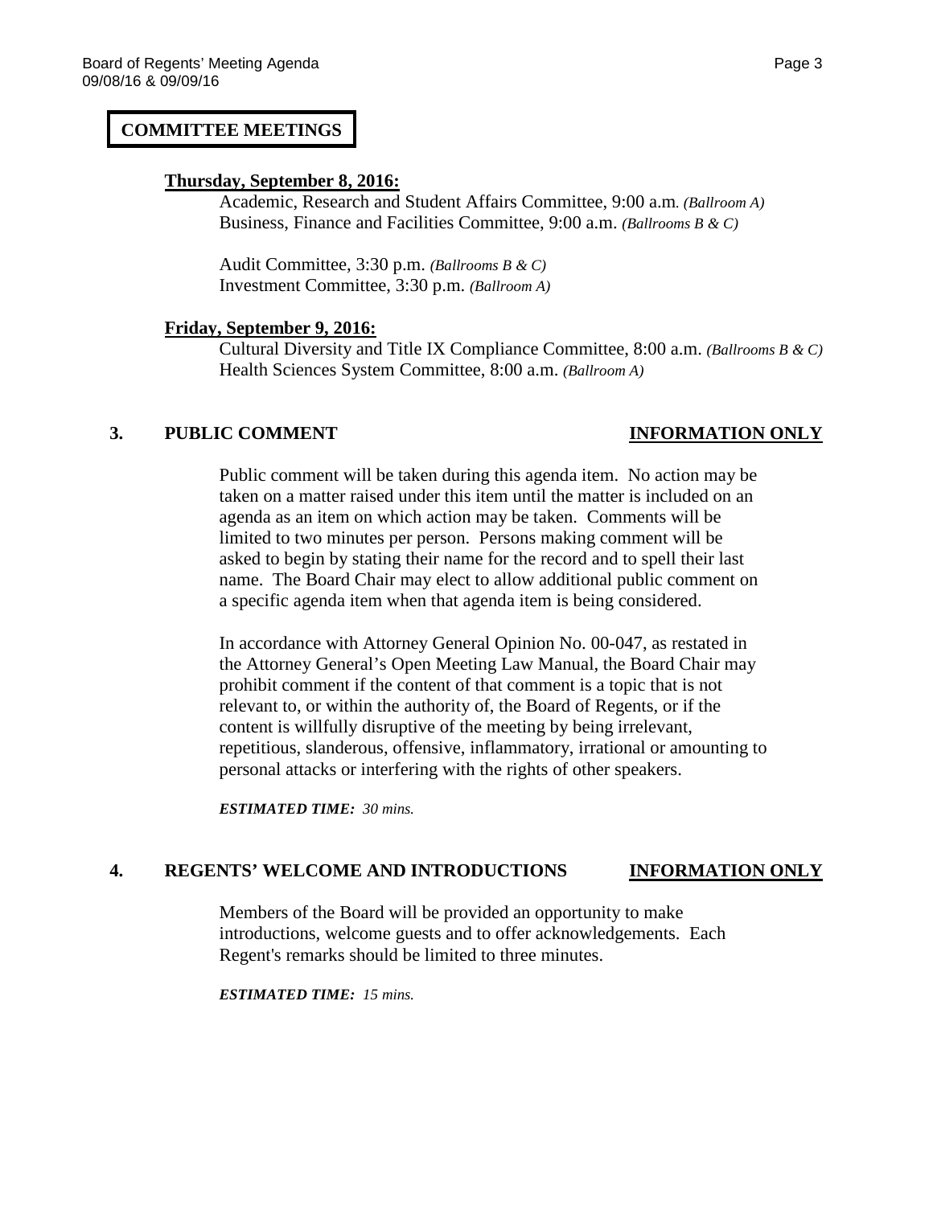## COMMITTEE MEETINGS

**Thursday, September 8, 2016:**

Academic, Research and Student Affairs Committee, 9:00 a.m. *(Ballroom A)*
Business, Finance and Facilities Committee, 9:00 a.m. *(Ballrooms B & C)*

Audit Committee, 3:30 p.m. *(Ballrooms B & C)*
Investment Committee, 3:30 p.m. *(Ballroom A)*

**Friday, September 9, 2016:**

Cultural Diversity and Title IX Compliance Committee, 8:00 a.m. *(Ballrooms B & C)*
Health Sciences System Committee, 8:00 a.m. *(Ballroom A)*

### 3. PUBLIC COMMENT — INFORMATION ONLY

Public comment will be taken during this agenda item. No action may be taken on a matter raised under this item until the matter is included on an agenda as an item on which action may be taken. Comments will be limited to two minutes per person. Persons making comment will be asked to begin by stating their name for the record and to spell their last name. The Board Chair may elect to allow additional public comment on a specific agenda item when that agenda item is being considered.

In accordance with Attorney General Opinion No. 00-047, as restated in the Attorney General's Open Meeting Law Manual, the Board Chair may prohibit comment if the content of that comment is a topic that is not relevant to, or within the authority of, the Board of Regents, or if the content is willfully disruptive of the meeting by being irrelevant, repetitious, slanderous, offensive, inflammatory, irrational or amounting to personal attacks or interfering with the rights of other speakers.

***ESTIMATED TIME:** 30 mins.*

### 4. REGENTS' WELCOME AND INTRODUCTIONS — INFORMATION ONLY

Members of the Board will be provided an opportunity to make introductions, welcome guests and to offer acknowledgements. Each Regent's remarks should be limited to three minutes.

***ESTIMATED TIME:** 15 mins.*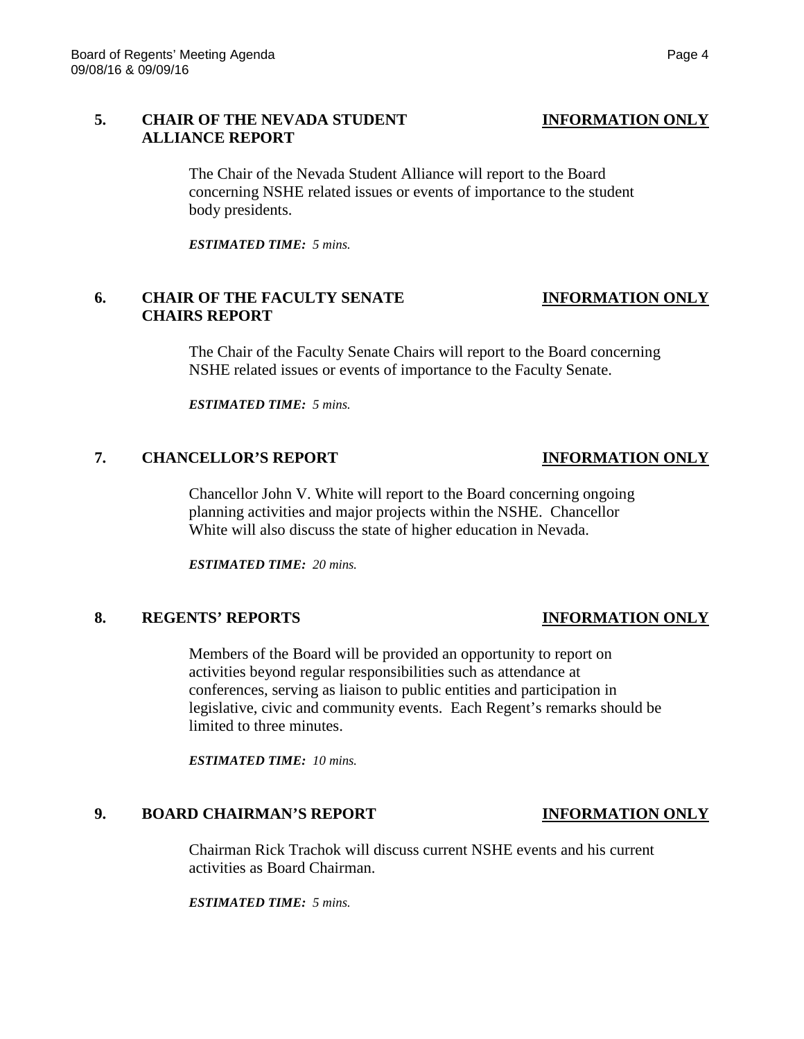**5. CHAIR OF THE NEVADA STUDENT ALLIANCE REPORT** **INFORMATION ONLY**

The Chair of the Nevada Student Alliance will report to the Board concerning NSHE related issues or events of importance to the student body presidents.

***ESTIMATED TIME:*** *5 mins.*

**6. CHAIR OF THE FACULTY SENATE CHAIRS REPORT** **INFORMATION ONLY**

The Chair of the Faculty Senate Chairs will report to the Board concerning NSHE related issues or events of importance to the Faculty Senate.

***ESTIMATED TIME:*** *5 mins.*

**7. CHANCELLOR'S REPORT** **INFORMATION ONLY**

Chancellor John V. White will report to the Board concerning ongoing planning activities and major projects within the NSHE. Chancellor White will also discuss the state of higher education in Nevada.

***ESTIMATED TIME:*** *20 mins.*

**8. REGENTS' REPORTS** **INFORMATION ONLY**

Members of the Board will be provided an opportunity to report on activities beyond regular responsibilities such as attendance at conferences, serving as liaison to public entities and participation in legislative, civic and community events. Each Regent's remarks should be limited to three minutes.

***ESTIMATED TIME:*** *10 mins.*

**9. BOARD CHAIRMAN'S REPORT** **INFORMATION ONLY**

Chairman Rick Trachok will discuss current NSHE events and his current activities as Board Chairman.

***ESTIMATED TIME:*** *5 mins.*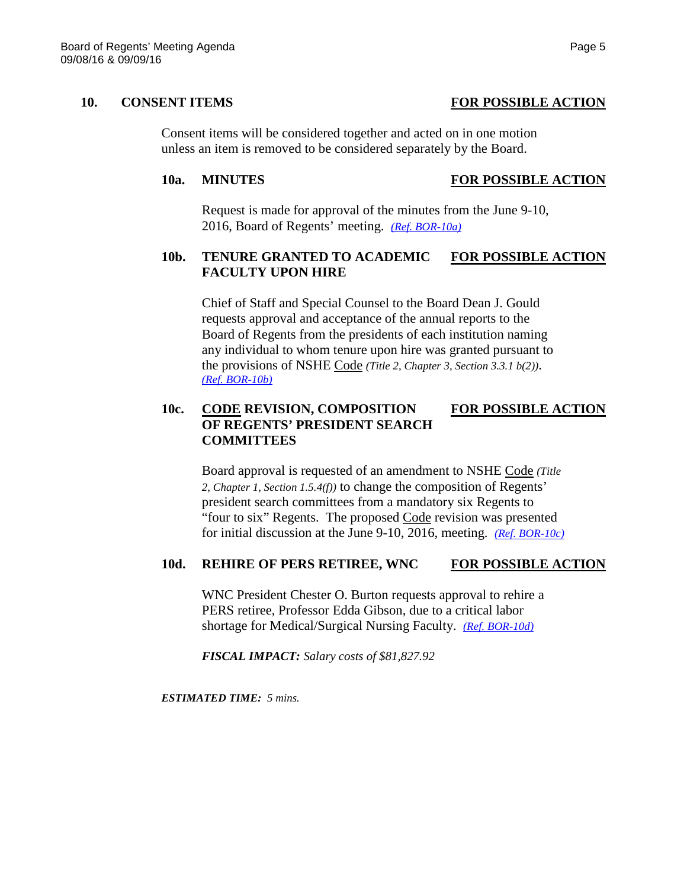## 10. CONSENT ITEMS — FOR POSSIBLE ACTION

Consent items will be considered together and acted on in one motion unless an item is removed to be considered separately by the Board.

### 10a. MINUTES — FOR POSSIBLE ACTION

Request is made for approval of the minutes from the June 9-10, 2016, Board of Regents' meeting. *(Ref. BOR-10a)*

### 10b. TENURE GRANTED TO ACADEMIC FACULTY UPON HIRE — FOR POSSIBLE ACTION

Chief of Staff and Special Counsel to the Board Dean J. Gould requests approval and acceptance of the annual reports to the Board of Regents from the presidents of each institution naming any individual to whom tenure upon hire was granted pursuant to the provisions of NSHE Code *(Title 2, Chapter 3, Section 3.3.1 b(2))*. *(Ref. BOR-10b)*

### 10c. CODE REVISION, COMPOSITION OF REGENTS' PRESIDENT SEARCH COMMITTEES — FOR POSSIBLE ACTION

Board approval is requested of an amendment to NSHE Code *(Title 2, Chapter 1, Section 1.5.4(f))* to change the composition of Regents' president search committees from a mandatory six Regents to "four to six" Regents. The proposed Code revision was presented for initial discussion at the June 9-10, 2016, meeting. *(Ref. BOR-10c)*

### 10d. REHIRE OF PERS RETIREE, WNC — FOR POSSIBLE ACTION

WNC President Chester O. Burton requests approval to rehire a PERS retiree, Professor Edda Gibson, due to a critical labor shortage for Medical/Surgical Nursing Faculty. *(Ref. BOR-10d)*

***FISCAL IMPACT:*** *Salary costs of $81,827.92*

***ESTIMATED TIME:*** *5 mins.*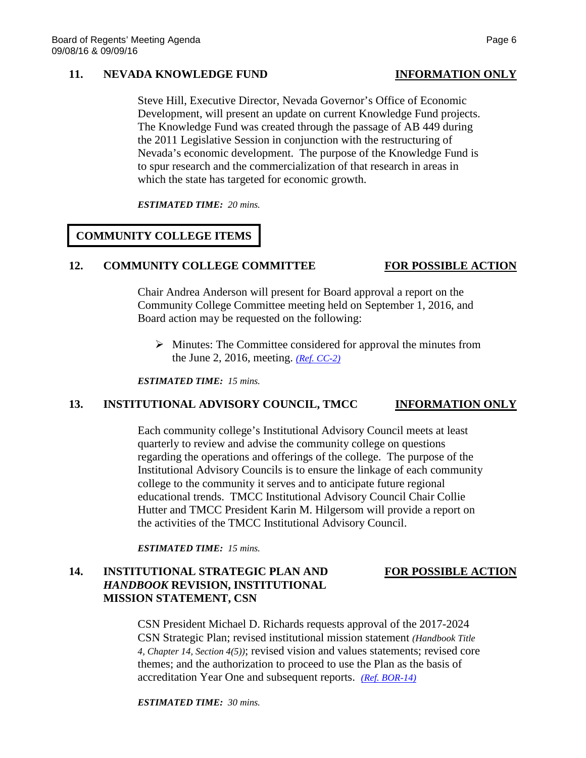### 11. NEVADA KNOWLEDGE FUND — INFORMATION ONLY

Steve Hill, Executive Director, Nevada Governor's Office of Economic Development, will present an update on current Knowledge Fund projects. The Knowledge Fund was created through the passage of AB 449 during the 2011 Legislative Session in conjunction with the restructuring of Nevada's economic development. The purpose of the Knowledge Fund is to spur research and the commercialization of that research in areas in which the state has targeted for economic growth.

***ESTIMATED TIME:*** *20 mins.*

## COMMUNITY COLLEGE ITEMS

### 12. COMMUNITY COLLEGE COMMITTEE — FOR POSSIBLE ACTION

Chair Andrea Anderson will present for Board approval a report on the Community College Committee meeting held on September 1, 2016, and Board action may be requested on the following:

- Minutes: The Committee considered for approval the minutes from the June 2, 2016, meeting. *(Ref. CC-2)*

***ESTIMATED TIME:*** *15 mins.*

### 13. INSTITUTIONAL ADVISORY COUNCIL, TMCC — INFORMATION ONLY

Each community college's Institutional Advisory Council meets at least quarterly to review and advise the community college on questions regarding the operations and offerings of the college. The purpose of the Institutional Advisory Councils is to ensure the linkage of each community college to the community it serves and to anticipate future regional educational trends. TMCC Institutional Advisory Council Chair Collie Hutter and TMCC President Karin M. Hilgersom will provide a report on the activities of the TMCC Institutional Advisory Council.

***ESTIMATED TIME:*** *15 mins.*

### 14. INSTITUTIONAL STRATEGIC PLAN AND *HANDBOOK* REVISION, INSTITUTIONAL MISSION STATEMENT, CSN — FOR POSSIBLE ACTION

CSN President Michael D. Richards requests approval of the 2017-2024 CSN Strategic Plan; revised institutional mission statement *(Handbook Title 4, Chapter 14, Section 4(5))*; revised vision and values statements; revised core themes; and the authorization to proceed to use the Plan as the basis of accreditation Year One and subsequent reports. *(Ref. BOR-14)*

***ESTIMATED TIME:*** *30 mins.*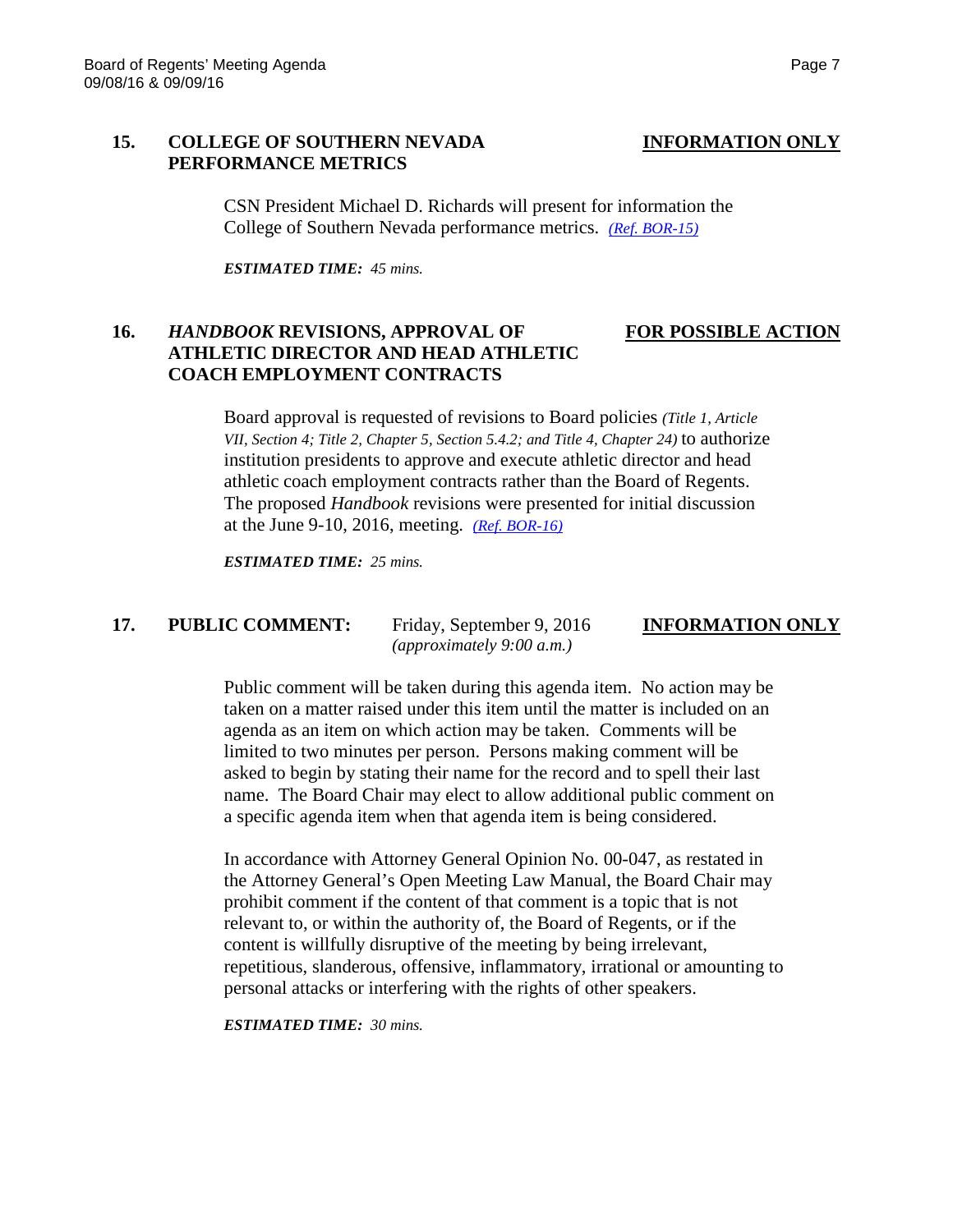## 15. COLLEGE OF SOUTHERN NEVADA PERFORMANCE METRICS

**INFORMATION ONLY**

CSN President Michael D. Richards will present for information the College of Southern Nevada performance metrics. *(Ref. BOR-15)*

***ESTIMATED TIME:*** *45 mins.*

## 16. *HANDBOOK* REVISIONS, APPROVAL OF ATHLETIC DIRECTOR AND HEAD ATHLETIC COACH EMPLOYMENT CONTRACTS

**FOR POSSIBLE ACTION**

Board approval is requested of revisions to Board policies *(Title 1, Article VII, Section 4; Title 2, Chapter 5, Section 5.4.2; and Title 4, Chapter 24)* to authorize institution presidents to approve and execute athletic director and head athletic coach employment contracts rather than the Board of Regents. The proposed *Handbook* revisions were presented for initial discussion at the June 9-10, 2016, meeting. *(Ref. BOR-16)*

***ESTIMATED TIME:*** *25 mins.*

## 17. PUBLIC COMMENT: Friday, September 9, 2016 *(approximately 9:00 a.m.)*

**INFORMATION ONLY**

Public comment will be taken during this agenda item. No action may be taken on a matter raised under this item until the matter is included on an agenda as an item on which action may be taken. Comments will be limited to two minutes per person. Persons making comment will be asked to begin by stating their name for the record and to spell their last name. The Board Chair may elect to allow additional public comment on a specific agenda item when that agenda item is being considered.

In accordance with Attorney General Opinion No. 00-047, as restated in the Attorney General's Open Meeting Law Manual, the Board Chair may prohibit comment if the content of that comment is a topic that is not relevant to, or within the authority of, the Board of Regents, or if the content is willfully disruptive of the meeting by being irrelevant, repetitious, slanderous, offensive, inflammatory, irrational or amounting to personal attacks or interfering with the rights of other speakers.

***ESTIMATED TIME:*** *30 mins.*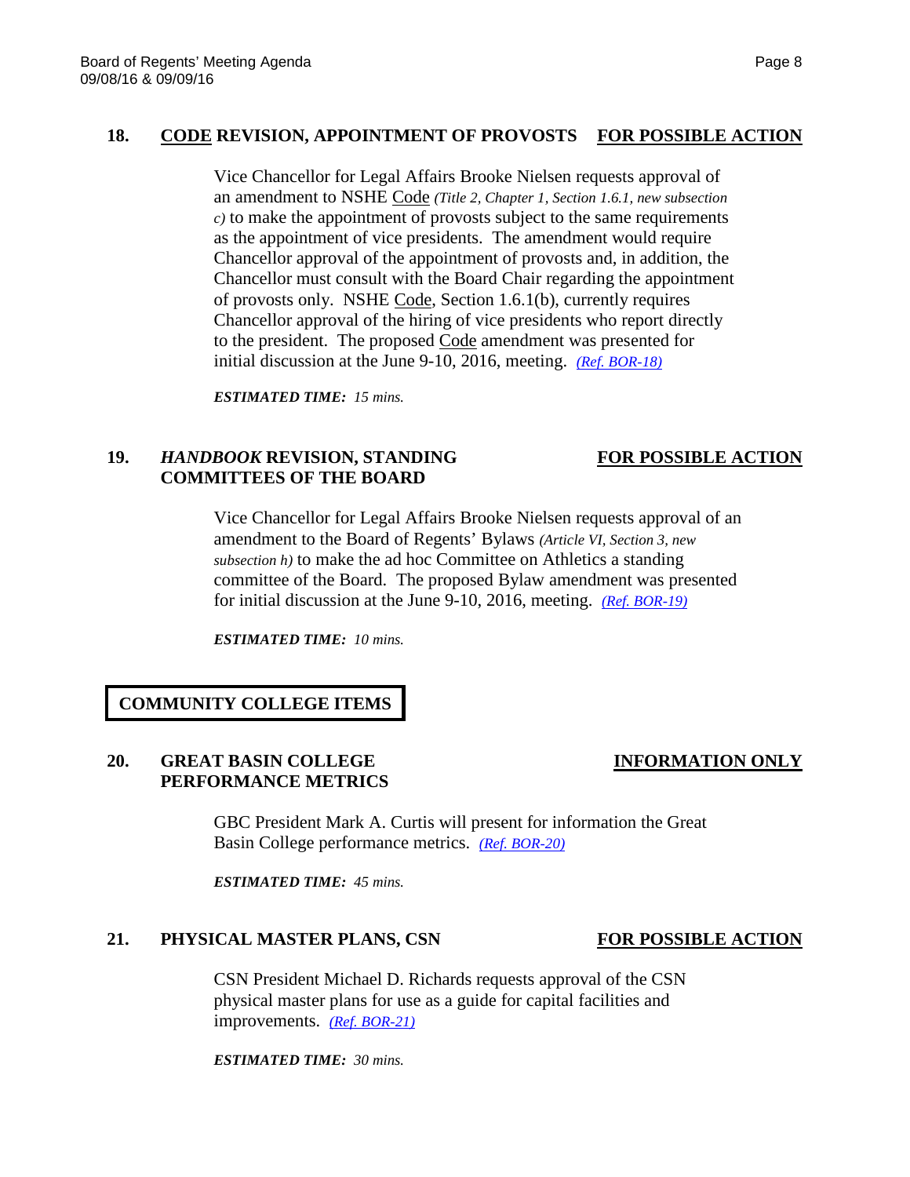### 18. CODE REVISION, APPOINTMENT OF PROVOSTS — FOR POSSIBLE ACTION

Vice Chancellor for Legal Affairs Brooke Nielsen requests approval of an amendment to NSHE Code *(Title 2, Chapter 1, Section 1.6.1, new subsection c)* to make the appointment of provosts subject to the same requirements as the appointment of vice presidents. The amendment would require Chancellor approval of the appointment of provosts and, in addition, the Chancellor must consult with the Board Chair regarding the appointment of provosts only. NSHE Code, Section 1.6.1(b), currently requires Chancellor approval of the hiring of vice presidents who report directly to the president. The proposed Code amendment was presented for initial discussion at the June 9-10, 2016, meeting. *(Ref. BOR-18)*

***ESTIMATED TIME:*** *15 mins.*

### 19. *HANDBOOK* REVISION, STANDING COMMITTEES OF THE BOARD — FOR POSSIBLE ACTION

Vice Chancellor for Legal Affairs Brooke Nielsen requests approval of an amendment to the Board of Regents' Bylaws *(Article VI, Section 3, new subsection h)* to make the ad hoc Committee on Athletics a standing committee of the Board. The proposed Bylaw amendment was presented for initial discussion at the June 9-10, 2016, meeting. *(Ref. BOR-19)*

***ESTIMATED TIME:*** *10 mins.*

## COMMUNITY COLLEGE ITEMS

### 20. GREAT BASIN COLLEGE PERFORMANCE METRICS — INFORMATION ONLY

GBC President Mark A. Curtis will present for information the Great Basin College performance metrics. *(Ref. BOR-20)*

***ESTIMATED TIME:*** *45 mins.*

### 21. PHYSICAL MASTER PLANS, CSN — FOR POSSIBLE ACTION

CSN President Michael D. Richards requests approval of the CSN physical master plans for use as a guide for capital facilities and improvements. *(Ref. BOR-21)*

***ESTIMATED TIME:*** *30 mins.*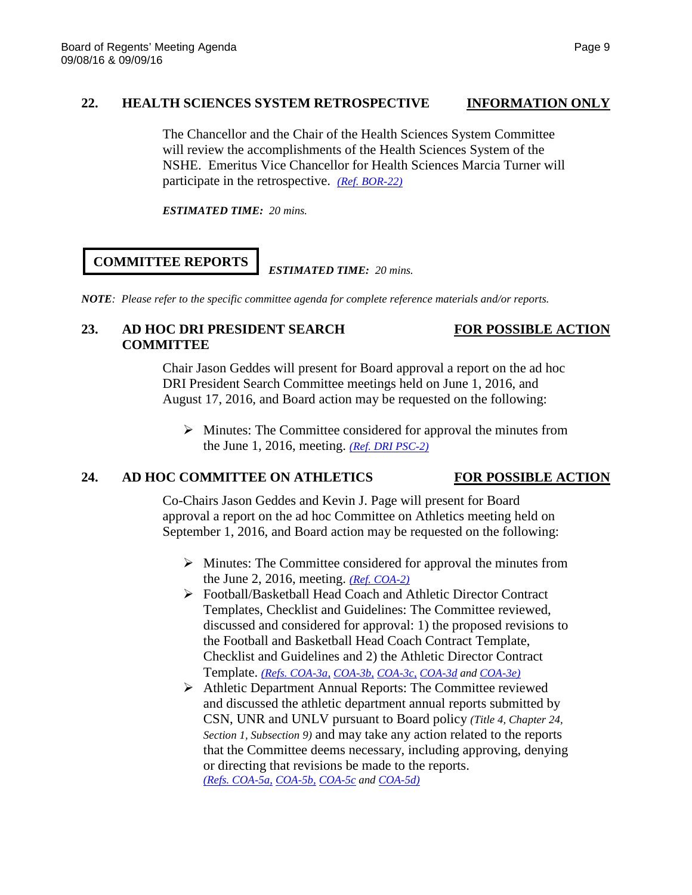## 22. HEALTH SCIENCES SYSTEM RETROSPECTIVE — INFORMATION ONLY

The Chancellor and the Chair of the Health Sciences System Committee will review the accomplishments of the Health Sciences System of the NSHE. Emeritus Vice Chancellor for Health Sciences Marcia Turner will participate in the retrospective. *(Ref. BOR-22)*

***ESTIMATED TIME:** 20 mins.*

## COMMITTEE REPORTS

***ESTIMATED TIME:** 20 mins.*

***NOTE**: Please refer to the specific committee agenda for complete reference materials and/or reports.*

## 23. AD HOC DRI PRESIDENT SEARCH COMMITTEE — FOR POSSIBLE ACTION

Chair Jason Geddes will present for Board approval a report on the ad hoc DRI President Search Committee meetings held on June 1, 2016, and August 17, 2016, and Board action may be requested on the following:

- Minutes: The Committee considered for approval the minutes from the June 1, 2016, meeting. *(Ref. DRI PSC-2)*

## 24. AD HOC COMMITTEE ON ATHLETICS — FOR POSSIBLE ACTION

Co-Chairs Jason Geddes and Kevin J. Page will present for Board approval a report on the ad hoc Committee on Athletics meeting held on September 1, 2016, and Board action may be requested on the following:

- Minutes: The Committee considered for approval the minutes from the June 2, 2016, meeting. *(Ref. COA-2)*
- Football/Basketball Head Coach and Athletic Director Contract Templates, Checklist and Guidelines: The Committee reviewed, discussed and considered for approval: 1) the proposed revisions to the Football and Basketball Head Coach Contract Template, Checklist and Guidelines and 2) the Athletic Director Contract Template. *(Refs. COA-3a, COA-3b, COA-3c, COA-3d and COA-3e)*
- Athletic Department Annual Reports: The Committee reviewed and discussed the athletic department annual reports submitted by CSN, UNR and UNLV pursuant to Board policy *(Title 4, Chapter 24, Section 1, Subsection 9)* and may take any action related to the reports that the Committee deems necessary, including approving, denying or directing that revisions be made to the reports. *(Refs. COA-5a, COA-5b, COA-5c and COA-5d)*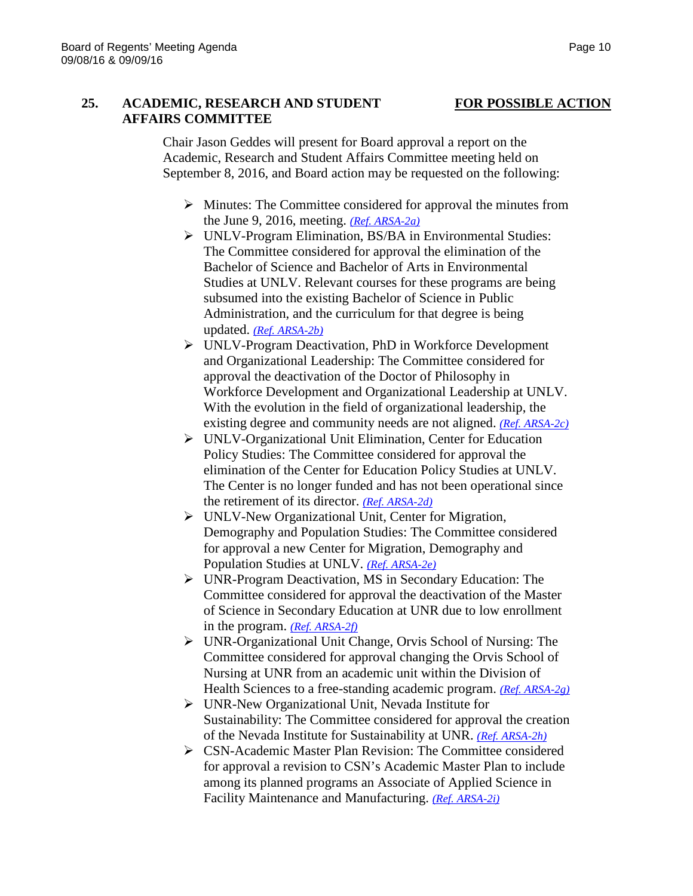## 25. ACADEMIC, RESEARCH AND STUDENT AFFAIRS COMMITTEE — FOR POSSIBLE ACTION

Chair Jason Geddes will present for Board approval a report on the Academic, Research and Student Affairs Committee meeting held on September 8, 2016, and Board action may be requested on the following:

- Minutes: The Committee considered for approval the minutes from the June 9, 2016, meeting. *(Ref. ARSA-2a)*
- UNLV-Program Elimination, BS/BA in Environmental Studies: The Committee considered for approval the elimination of the Bachelor of Science and Bachelor of Arts in Environmental Studies at UNLV. Relevant courses for these programs are being subsumed into the existing Bachelor of Science in Public Administration, and the curriculum for that degree is being updated. *(Ref. ARSA-2b)*
- UNLV-Program Deactivation, PhD in Workforce Development and Organizational Leadership: The Committee considered for approval the deactivation of the Doctor of Philosophy in Workforce Development and Organizational Leadership at UNLV. With the evolution in the field of organizational leadership, the existing degree and community needs are not aligned. *(Ref. ARSA-2c)*
- UNLV-Organizational Unit Elimination, Center for Education Policy Studies: The Committee considered for approval the elimination of the Center for Education Policy Studies at UNLV. The Center is no longer funded and has not been operational since the retirement of its director. *(Ref. ARSA-2d)*
- UNLV-New Organizational Unit, Center for Migration, Demography and Population Studies: The Committee considered for approval a new Center for Migration, Demography and Population Studies at UNLV. *(Ref. ARSA-2e)*
- UNR-Program Deactivation, MS in Secondary Education: The Committee considered for approval the deactivation of the Master of Science in Secondary Education at UNR due to low enrollment in the program. *(Ref. ARSA-2f)*
- UNR-Organizational Unit Change, Orvis School of Nursing: The Committee considered for approval changing the Orvis School of Nursing at UNR from an academic unit within the Division of Health Sciences to a free-standing academic program. *(Ref. ARSA-2g)*
- UNR-New Organizational Unit, Nevada Institute for Sustainability: The Committee considered for approval the creation of the Nevada Institute for Sustainability at UNR. *(Ref. ARSA-2h)*
- CSN-Academic Master Plan Revision: The Committee considered for approval a revision to CSN's Academic Master Plan to include among its planned programs an Associate of Applied Science in Facility Maintenance and Manufacturing. *(Ref. ARSA-2i)*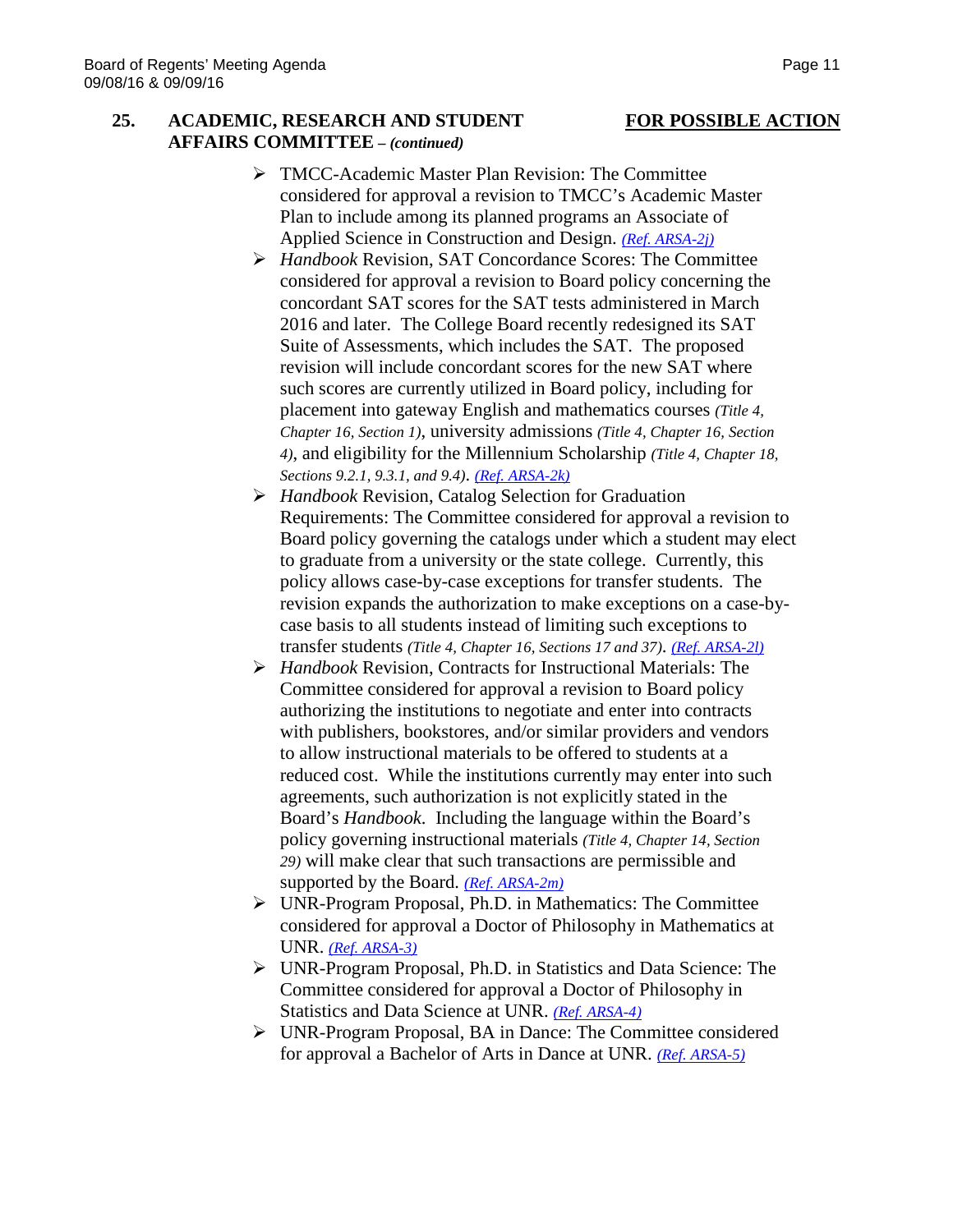**25. ACADEMIC, RESEARCH AND STUDENT AFFAIRS COMMITTEE – *(continued)*** **FOR POSSIBLE ACTION**

- TMCC-Academic Master Plan Revision: The Committee considered for approval a revision to TMCC's Academic Master Plan to include among its planned programs an Associate of Applied Science in Construction and Design. *(Ref. ARSA-2j)*
- *Handbook* Revision, SAT Concordance Scores: The Committee considered for approval a revision to Board policy concerning the concordant SAT scores for the SAT tests administered in March 2016 and later. The College Board recently redesigned its SAT Suite of Assessments, which includes the SAT. The proposed revision will include concordant scores for the new SAT where such scores are currently utilized in Board policy, including for placement into gateway English and mathematics courses *(Title 4, Chapter 16, Section 1)*, university admissions *(Title 4, Chapter 16, Section 4)*, and eligibility for the Millennium Scholarship *(Title 4, Chapter 18, Sections 9.2.1, 9.3.1, and 9.4)*. *(Ref. ARSA-2k)*
- *Handbook* Revision, Catalog Selection for Graduation Requirements: The Committee considered for approval a revision to Board policy governing the catalogs under which a student may elect to graduate from a university or the state college. Currently, this policy allows case-by-case exceptions for transfer students. The revision expands the authorization to make exceptions on a case-by-case basis to all students instead of limiting such exceptions to transfer students *(Title 4, Chapter 16, Sections 17 and 37)*. *(Ref. ARSA-2l)*
- *Handbook* Revision, Contracts for Instructional Materials: The Committee considered for approval a revision to Board policy authorizing the institutions to negotiate and enter into contracts with publishers, bookstores, and/or similar providers and vendors to allow instructional materials to be offered to students at a reduced cost. While the institutions currently may enter into such agreements, such authorization is not explicitly stated in the Board's *Handbook*. Including the language within the Board's policy governing instructional materials *(Title 4, Chapter 14, Section 29)* will make clear that such transactions are permissible and supported by the Board. *(Ref. ARSA-2m)*
- UNR-Program Proposal, Ph.D. in Mathematics: The Committee considered for approval a Doctor of Philosophy in Mathematics at UNR. *(Ref. ARSA-3)*
- UNR-Program Proposal, Ph.D. in Statistics and Data Science: The Committee considered for approval a Doctor of Philosophy in Statistics and Data Science at UNR. *(Ref. ARSA-4)*
- UNR-Program Proposal, BA in Dance: The Committee considered for approval a Bachelor of Arts in Dance at UNR. *(Ref. ARSA-5)*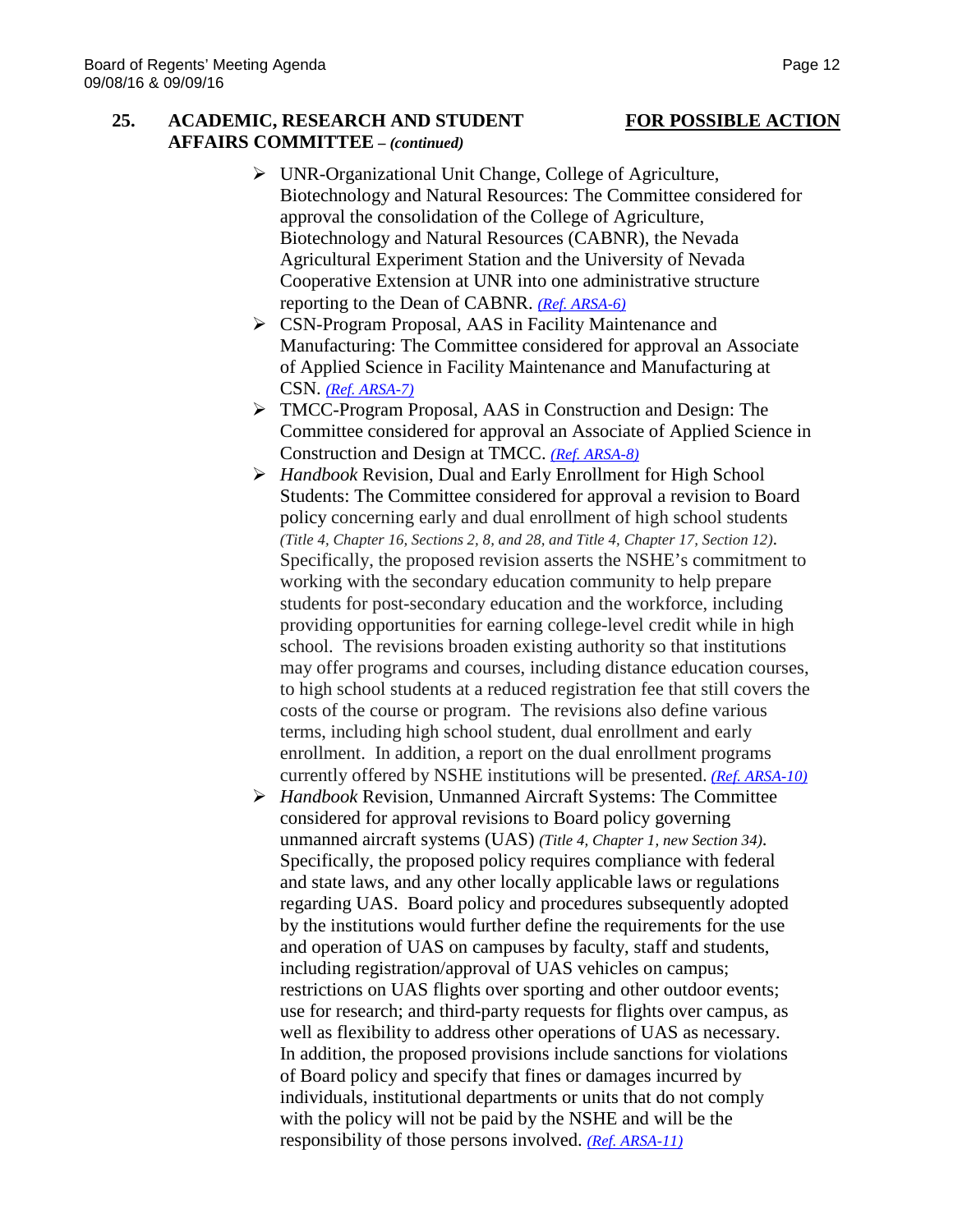**25. ACADEMIC, RESEARCH AND STUDENT AFFAIRS COMMITTEE – *(continued)*** **FOR POSSIBLE ACTION**

- UNR-Organizational Unit Change, College of Agriculture, Biotechnology and Natural Resources: The Committee considered for approval the consolidation of the College of Agriculture, Biotechnology and Natural Resources (CABNR), the Nevada Agricultural Experiment Station and the University of Nevada Cooperative Extension at UNR into one administrative structure reporting to the Dean of CABNR. *(Ref. ARSA-6)*
- CSN-Program Proposal, AAS in Facility Maintenance and Manufacturing: The Committee considered for approval an Associate of Applied Science in Facility Maintenance and Manufacturing at CSN. *(Ref. ARSA-7)*
- TMCC-Program Proposal, AAS in Construction and Design: The Committee considered for approval an Associate of Applied Science in Construction and Design at TMCC. *(Ref. ARSA-8)*
- *Handbook* Revision, Dual and Early Enrollment for High School Students: The Committee considered for approval a revision to Board policy concerning early and dual enrollment of high school students *(Title 4, Chapter 16, Sections 2, 8, and 28, and Title 4, Chapter 17, Section 12)*. Specifically, the proposed revision asserts the NSHE's commitment to working with the secondary education community to help prepare students for post-secondary education and the workforce, including providing opportunities for earning college-level credit while in high school. The revisions broaden existing authority so that institutions may offer programs and courses, including distance education courses, to high school students at a reduced registration fee that still covers the costs of the course or program. The revisions also define various terms, including high school student, dual enrollment and early enrollment. In addition, a report on the dual enrollment programs currently offered by NSHE institutions will be presented. *(Ref. ARSA-10)*
- *Handbook* Revision, Unmanned Aircraft Systems: The Committee considered for approval revisions to Board policy governing unmanned aircraft systems (UAS) *(Title 4, Chapter 1, new Section 34)*. Specifically, the proposed policy requires compliance with federal and state laws, and any other locally applicable laws or regulations regarding UAS. Board policy and procedures subsequently adopted by the institutions would further define the requirements for the use and operation of UAS on campuses by faculty, staff and students, including registration/approval of UAS vehicles on campus; restrictions on UAS flights over sporting and other outdoor events; use for research; and third-party requests for flights over campus, as well as flexibility to address other operations of UAS as necessary. In addition, the proposed provisions include sanctions for violations of Board policy and specify that fines or damages incurred by individuals, institutional departments or units that do not comply with the policy will not be paid by the NSHE and will be the responsibility of those persons involved. *(Ref. ARSA-11)*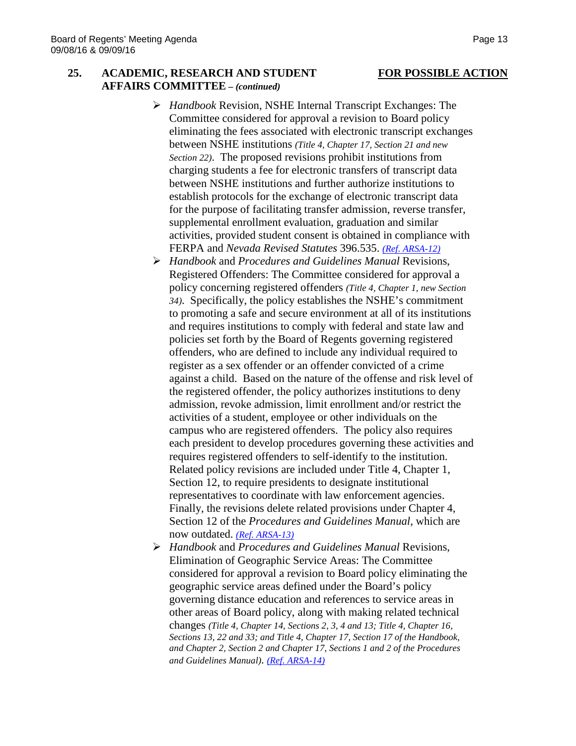**25. ACADEMIC, RESEARCH AND STUDENT AFFAIRS COMMITTEE – *(continued)*** **FOR POSSIBLE ACTION**

- *Handbook* Revision, NSHE Internal Transcript Exchanges: The Committee considered for approval a revision to Board policy eliminating the fees associated with electronic transcript exchanges between NSHE institutions *(Title 4, Chapter 17, Section 21 and new Section 22)*. The proposed revisions prohibit institutions from charging students a fee for electronic transfers of transcript data between NSHE institutions and further authorize institutions to establish protocols for the exchange of electronic transcript data for the purpose of facilitating transfer admission, reverse transfer, supplemental enrollment evaluation, graduation and similar activities, provided student consent is obtained in compliance with FERPA and *Nevada Revised Statutes* 396.535. *(Ref. ARSA-12)*
- *Handbook* and *Procedures and Guidelines Manual* Revisions, Registered Offenders: The Committee considered for approval a policy concerning registered offenders *(Title 4, Chapter 1, new Section 34)*. Specifically, the policy establishes the NSHE's commitment to promoting a safe and secure environment at all of its institutions and requires institutions to comply with federal and state law and policies set forth by the Board of Regents governing registered offenders, who are defined to include any individual required to register as a sex offender or an offender convicted of a crime against a child. Based on the nature of the offense and risk level of the registered offender, the policy authorizes institutions to deny admission, revoke admission, limit enrollment and/or restrict the activities of a student, employee or other individuals on the campus who are registered offenders. The policy also requires each president to develop procedures governing these activities and requires registered offenders to self-identify to the institution. Related policy revisions are included under Title 4, Chapter 1, Section 12, to require presidents to designate institutional representatives to coordinate with law enforcement agencies. Finally, the revisions delete related provisions under Chapter 4, Section 12 of the *Procedures and Guidelines Manual*, which are now outdated. *(Ref. ARSA-13)*
- *Handbook* and *Procedures and Guidelines Manual* Revisions, Elimination of Geographic Service Areas: The Committee considered for approval a revision to Board policy eliminating the geographic service areas defined under the Board's policy governing distance education and references to service areas in other areas of Board policy, along with making related technical changes *(Title 4, Chapter 14, Sections 2, 3, 4 and 13; Title 4, Chapter 16, Sections 13, 22 and 33; and Title 4, Chapter 17, Section 17 of the Handbook, and Chapter 2, Section 2 and Chapter 17, Sections 1 and 2 of the Procedures and Guidelines Manual)*. *(Ref. ARSA-14)*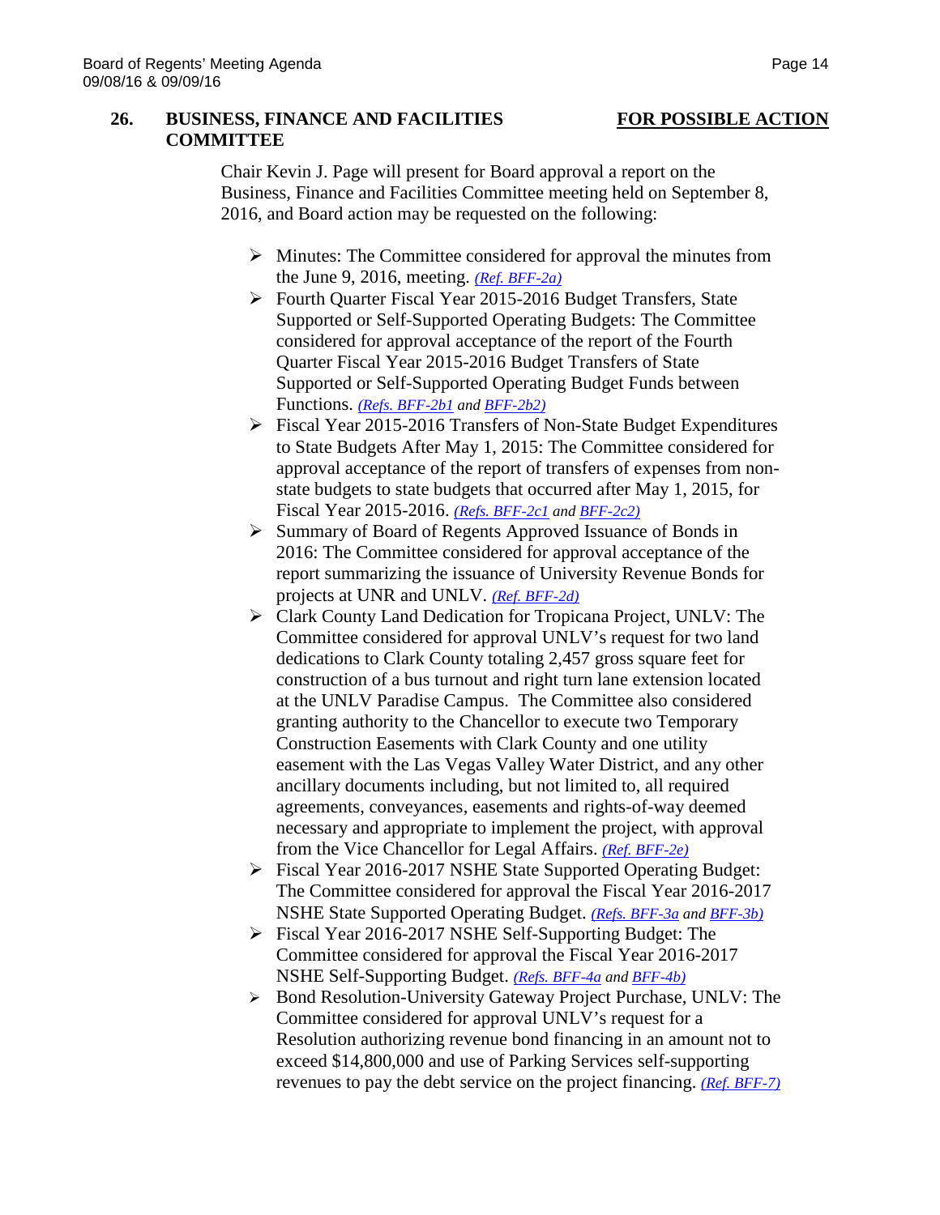**26. BUSINESS, FINANCE AND FACILITIES COMMITTEE** **FOR POSSIBLE ACTION**

Chair Kevin J. Page will present for Board approval a report on the Business, Finance and Facilities Committee meeting held on September 8, 2016, and Board action may be requested on the following:

- Minutes: The Committee considered for approval the minutes from the June 9, 2016, meeting. *(Ref. BFF-2a)*
- Fourth Quarter Fiscal Year 2015-2016 Budget Transfers, State Supported or Self-Supported Operating Budgets: The Committee considered for approval acceptance of the report of the Fourth Quarter Fiscal Year 2015-2016 Budget Transfers of State Supported or Self-Supported Operating Budget Funds between Functions. *(Refs. BFF-2b1 and BFF-2b2)*
- Fiscal Year 2015-2016 Transfers of Non-State Budget Expenditures to State Budgets After May 1, 2015: The Committee considered for approval acceptance of the report of transfers of expenses from non-state budgets to state budgets that occurred after May 1, 2015, for Fiscal Year 2015-2016. *(Refs. BFF-2c1 and BFF-2c2)*
- Summary of Board of Regents Approved Issuance of Bonds in 2016: The Committee considered for approval acceptance of the report summarizing the issuance of University Revenue Bonds for projects at UNR and UNLV. *(Ref. BFF-2d)*
- Clark County Land Dedication for Tropicana Project, UNLV: The Committee considered for approval UNLV's request for two land dedications to Clark County totaling 2,457 gross square feet for construction of a bus turnout and right turn lane extension located at the UNLV Paradise Campus. The Committee also considered granting authority to the Chancellor to execute two Temporary Construction Easements with Clark County and one utility easement with the Las Vegas Valley Water District, and any other ancillary documents including, but not limited to, all required agreements, conveyances, easements and rights-of-way deemed necessary and appropriate to implement the project, with approval from the Vice Chancellor for Legal Affairs. *(Ref. BFF-2e)*
- Fiscal Year 2016-2017 NSHE State Supported Operating Budget: The Committee considered for approval the Fiscal Year 2016-2017 NSHE State Supported Operating Budget. *(Refs. BFF-3a and BFF-3b)*
- Fiscal Year 2016-2017 NSHE Self-Supporting Budget: The Committee considered for approval the Fiscal Year 2016-2017 NSHE Self-Supporting Budget. *(Refs. BFF-4a and BFF-4b)*
- Bond Resolution-University Gateway Project Purchase, UNLV: The Committee considered for approval UNLV's request for a Resolution authorizing revenue bond financing in an amount not to exceed $14,800,000 and use of Parking Services self-supporting revenues to pay the debt service on the project financing. *(Ref. BFF-7)*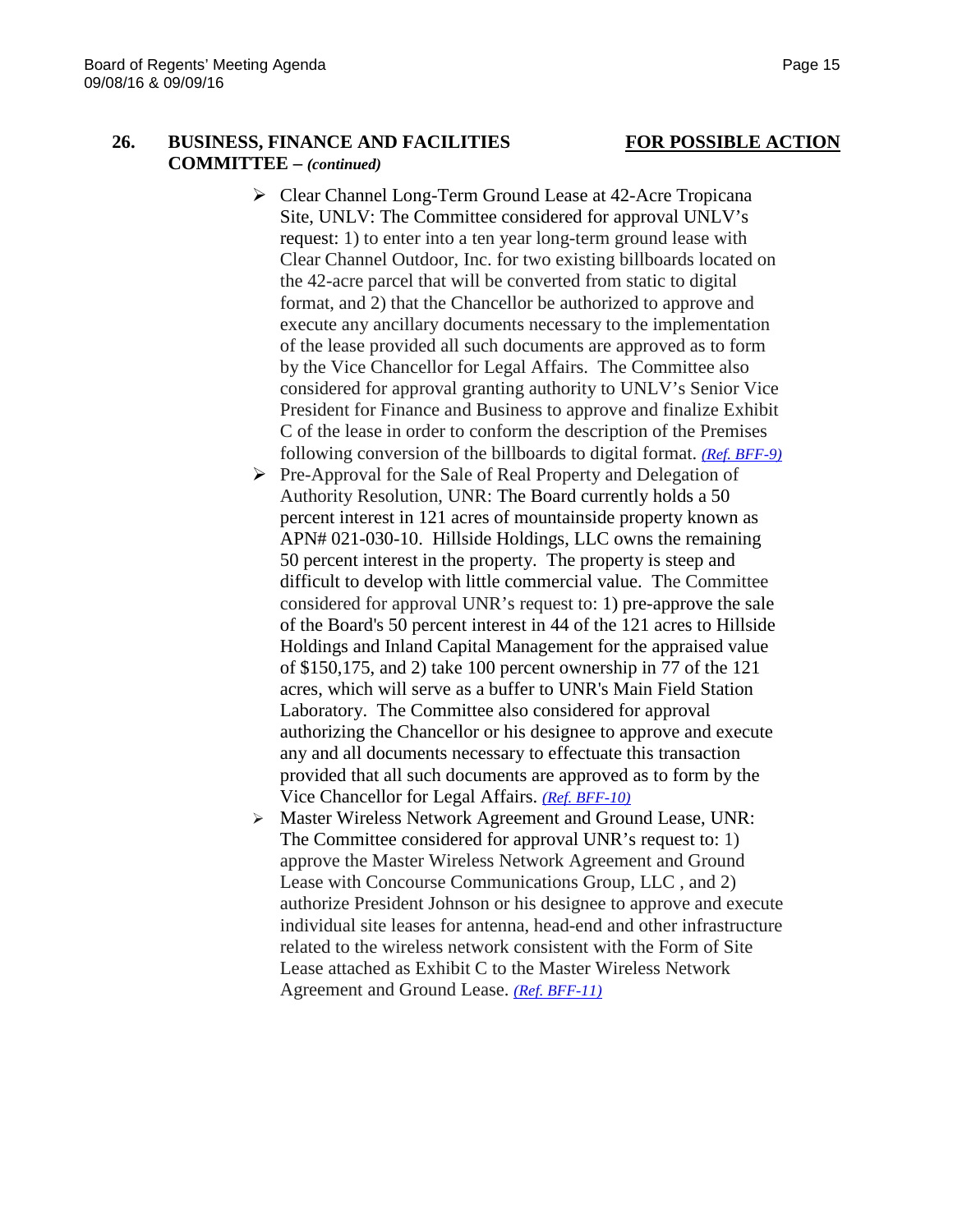**26. BUSINESS, FINANCE AND FACILITIES COMMITTEE –** ***(continued)*** **FOR POSSIBLE ACTION**

- Clear Channel Long-Term Ground Lease at 42-Acre Tropicana Site, UNLV: The Committee considered for approval UNLV's request: 1) to enter into a ten year long-term ground lease with Clear Channel Outdoor, Inc. for two existing billboards located on the 42-acre parcel that will be converted from static to digital format, and 2) that the Chancellor be authorized to approve and execute any ancillary documents necessary to the implementation of the lease provided all such documents are approved as to form by the Vice Chancellor for Legal Affairs. The Committee also considered for approval granting authority to UNLV's Senior Vice President for Finance and Business to approve and finalize Exhibit C of the lease in order to conform the description of the Premises following conversion of the billboards to digital format. *(Ref. BFF-9)*
- Pre-Approval for the Sale of Real Property and Delegation of Authority Resolution, UNR: The Board currently holds a 50 percent interest in 121 acres of mountainside property known as APN# 021-030-10. Hillside Holdings, LLC owns the remaining 50 percent interest in the property. The property is steep and difficult to develop with little commercial value. The Committee considered for approval UNR's request to: 1) pre-approve the sale of the Board's 50 percent interest in 44 of the 121 acres to Hillside Holdings and Inland Capital Management for the appraised value of $150,175, and 2) take 100 percent ownership in 77 of the 121 acres, which will serve as a buffer to UNR's Main Field Station Laboratory. The Committee also considered for approval authorizing the Chancellor or his designee to approve and execute any and all documents necessary to effectuate this transaction provided that all such documents are approved as to form by the Vice Chancellor for Legal Affairs. *(Ref. BFF-10)*
- Master Wireless Network Agreement and Ground Lease, UNR: The Committee considered for approval UNR's request to: 1) approve the Master Wireless Network Agreement and Ground Lease with Concourse Communications Group, LLC , and 2) authorize President Johnson or his designee to approve and execute individual site leases for antenna, head-end and other infrastructure related to the wireless network consistent with the Form of Site Lease attached as Exhibit C to the Master Wireless Network Agreement and Ground Lease. *(Ref. BFF-11)*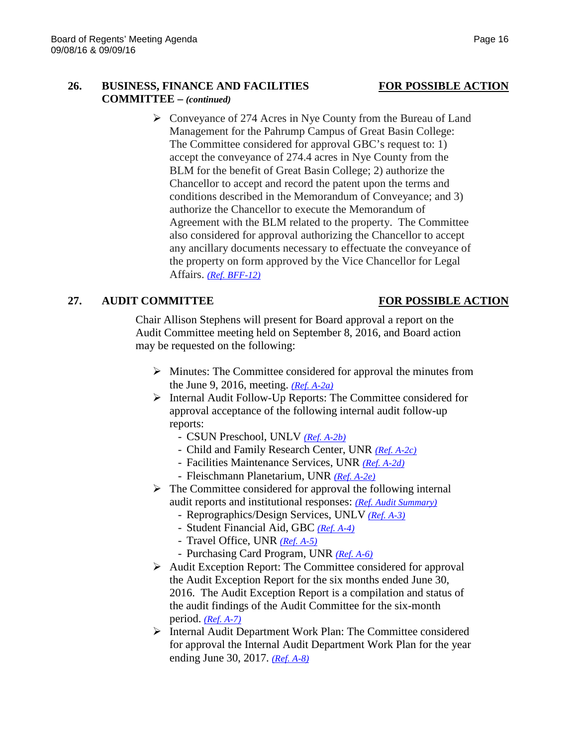**26. BUSINESS, FINANCE AND FACILITIES COMMITTEE –** ***(continued)*** **FOR POSSIBLE ACTION**

- Conveyance of 274 Acres in Nye County from the Bureau of Land Management for the Pahrump Campus of Great Basin College: The Committee considered for approval GBC's request to: 1) accept the conveyance of 274.4 acres in Nye County from the BLM for the benefit of Great Basin College; 2) authorize the Chancellor to accept and record the patent upon the terms and conditions described in the Memorandum of Conveyance; and 3) authorize the Chancellor to execute the Memorandum of Agreement with the BLM related to the property. The Committee also considered for approval authorizing the Chancellor to accept any ancillary documents necessary to effectuate the conveyance of the property on form approved by the Vice Chancellor for Legal Affairs. *(Ref. BFF-12)*

**27. AUDIT COMMITTEE** **FOR POSSIBLE ACTION**

Chair Allison Stephens will present for Board approval a report on the Audit Committee meeting held on September 8, 2016, and Board action may be requested on the following:

- Minutes: The Committee considered for approval the minutes from the June 9, 2016, meeting. *(Ref. A-2a)*
- Internal Audit Follow-Up Reports: The Committee considered for approval acceptance of the following internal audit follow-up reports:
  - CSUN Preschool, UNLV *(Ref. A-2b)*
  - Child and Family Research Center, UNR *(Ref. A-2c)*
  - Facilities Maintenance Services, UNR *(Ref. A-2d)*
  - Fleischmann Planetarium, UNR *(Ref. A-2e)*
- The Committee considered for approval the following internal audit reports and institutional responses: *(Ref. Audit Summary)*
  - Reprographics/Design Services, UNLV *(Ref. A-3)*
  - Student Financial Aid, GBC *(Ref. A-4)*
  - Travel Office, UNR *(Ref. A-5)*
  - Purchasing Card Program, UNR *(Ref. A-6)*
- Audit Exception Report: The Committee considered for approval the Audit Exception Report for the six months ended June 30, 2016. The Audit Exception Report is a compilation and status of the audit findings of the Audit Committee for the six-month period. *(Ref. A-7)*
- Internal Audit Department Work Plan: The Committee considered for approval the Internal Audit Department Work Plan for the year ending June 30, 2017. *(Ref. A-8)*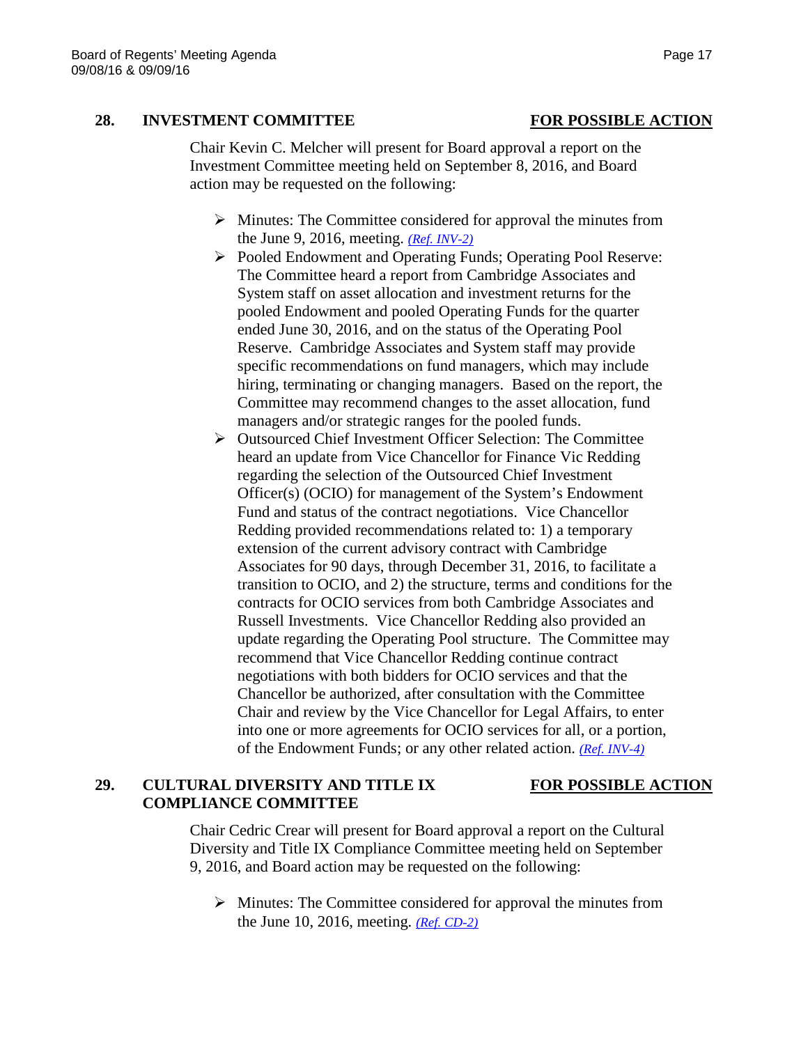## 28. INVESTMENT COMMITTEE — FOR POSSIBLE ACTION

Chair Kevin C. Melcher will present for Board approval a report on the Investment Committee meeting held on September 8, 2016, and Board action may be requested on the following:

- Minutes: The Committee considered for approval the minutes from the June 9, 2016, meeting. *(Ref. INV-2)*
- Pooled Endowment and Operating Funds; Operating Pool Reserve: The Committee heard a report from Cambridge Associates and System staff on asset allocation and investment returns for the pooled Endowment and pooled Operating Funds for the quarter ended June 30, 2016, and on the status of the Operating Pool Reserve. Cambridge Associates and System staff may provide specific recommendations on fund managers, which may include hiring, terminating or changing managers. Based on the report, the Committee may recommend changes to the asset allocation, fund managers and/or strategic ranges for the pooled funds.
- Outsourced Chief Investment Officer Selection: The Committee heard an update from Vice Chancellor for Finance Vic Redding regarding the selection of the Outsourced Chief Investment Officer(s) (OCIO) for management of the System's Endowment Fund and status of the contract negotiations. Vice Chancellor Redding provided recommendations related to: 1) a temporary extension of the current advisory contract with Cambridge Associates for 90 days, through December 31, 2016, to facilitate a transition to OCIO, and 2) the structure, terms and conditions for the contracts for OCIO services from both Cambridge Associates and Russell Investments. Vice Chancellor Redding also provided an update regarding the Operating Pool structure. The Committee may recommend that Vice Chancellor Redding continue contract negotiations with both bidders for OCIO services and that the Chancellor be authorized, after consultation with the Committee Chair and review by the Vice Chancellor for Legal Affairs, to enter into one or more agreements for OCIO services for all, or a portion, of the Endowment Funds; or any other related action. *(Ref. INV-4)*

## 29. CULTURAL DIVERSITY AND TITLE IX COMPLIANCE COMMITTEE — FOR POSSIBLE ACTION

Chair Cedric Crear will present for Board approval a report on the Cultural Diversity and Title IX Compliance Committee meeting held on September 9, 2016, and Board action may be requested on the following:

- Minutes: The Committee considered for approval the minutes from the June 10, 2016, meeting. *(Ref. CD-2)*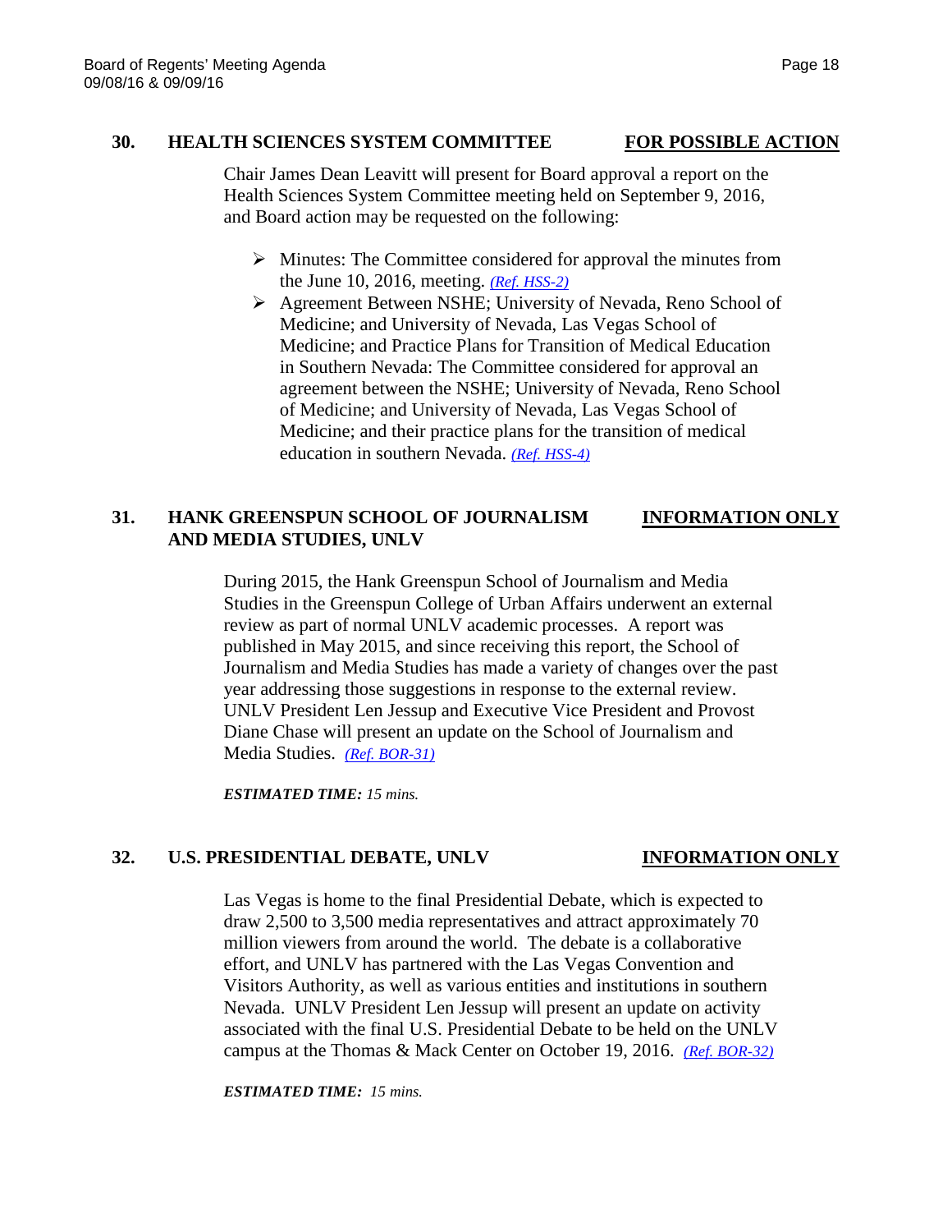### 30. HEALTH SCIENCES SYSTEM COMMITTEE — <u>**FOR POSSIBLE ACTION**</u>

Chair James Dean Leavitt will present for Board approval a report on the Health Sciences System Committee meeting held on September 9, 2016, and Board action may be requested on the following:

- Minutes: The Committee considered for approval the minutes from the June 10, 2016, meeting. *(Ref. HSS-2)*
- Agreement Between NSHE; University of Nevada, Reno School of Medicine; and University of Nevada, Las Vegas School of Medicine; and Practice Plans for Transition of Medical Education in Southern Nevada: The Committee considered for approval an agreement between the NSHE; University of Nevada, Reno School of Medicine; and University of Nevada, Las Vegas School of Medicine; and their practice plans for the transition of medical education in southern Nevada. *(Ref. HSS-4)*

### 31. HANK GREENSPUN SCHOOL OF JOURNALISM AND MEDIA STUDIES, UNLV — <u>**INFORMATION ONLY**</u>

During 2015, the Hank Greenspun School of Journalism and Media Studies in the Greenspun College of Urban Affairs underwent an external review as part of normal UNLV academic processes. A report was published in May 2015, and since receiving this report, the School of Journalism and Media Studies has made a variety of changes over the past year addressing those suggestions in response to the external review. UNLV President Len Jessup and Executive Vice President and Provost Diane Chase will present an update on the School of Journalism and Media Studies. *(Ref. BOR-31)*

***ESTIMATED TIME:*** *15 mins.*

### 32. U.S. PRESIDENTIAL DEBATE, UNLV — <u>**INFORMATION ONLY**</u>

Las Vegas is home to the final Presidential Debate, which is expected to draw 2,500 to 3,500 media representatives and attract approximately 70 million viewers from around the world. The debate is a collaborative effort, and UNLV has partnered with the Las Vegas Convention and Visitors Authority, as well as various entities and institutions in southern Nevada. UNLV President Len Jessup will present an update on activity associated with the final U.S. Presidential Debate to be held on the UNLV campus at the Thomas & Mack Center on October 19, 2016. *(Ref. BOR-32)*

***ESTIMATED TIME:*** *15 mins.*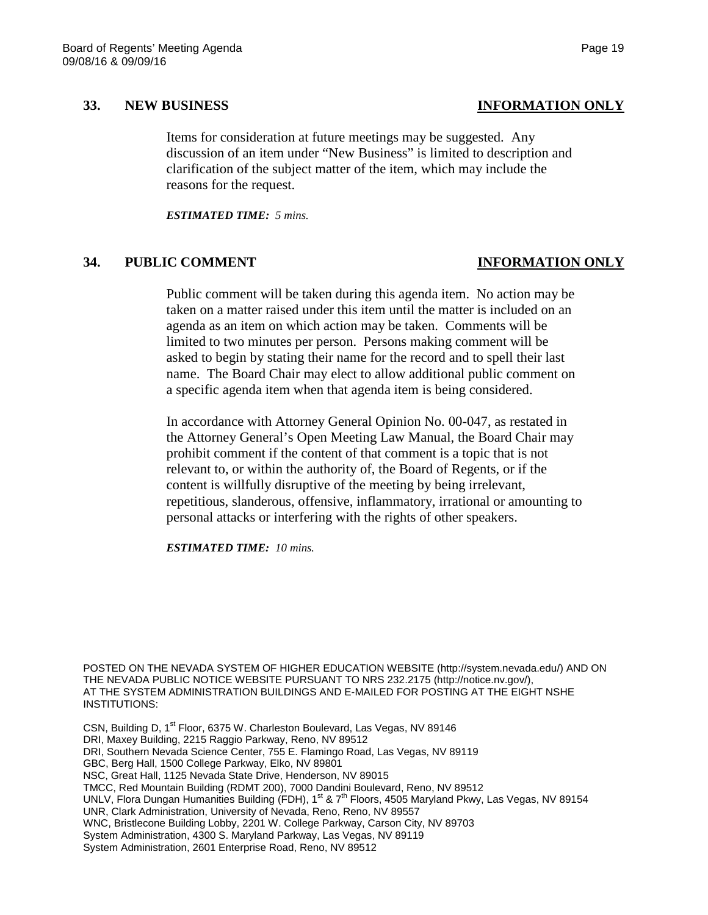## 33. NEW BUSINESS **INFORMATION ONLY**

Items for consideration at future meetings may be suggested. Any discussion of an item under "New Business" is limited to description and clarification of the subject matter of the item, which may include the reasons for the request.

***ESTIMATED TIME:*** *5 mins.*

## 34. PUBLIC COMMENT **INFORMATION ONLY**

Public comment will be taken during this agenda item. No action may be taken on a matter raised under this item until the matter is included on an agenda as an item on which action may be taken. Comments will be limited to two minutes per person. Persons making comment will be asked to begin by stating their name for the record and to spell their last name. The Board Chair may elect to allow additional public comment on a specific agenda item when that agenda item is being considered.

In accordance with Attorney General Opinion No. 00-047, as restated in the Attorney General's Open Meeting Law Manual, the Board Chair may prohibit comment if the content of that comment is a topic that is not relevant to, or within the authority of, the Board of Regents, or if the content is willfully disruptive of the meeting by being irrelevant, repetitious, slanderous, offensive, inflammatory, irrational or amounting to personal attacks or interfering with the rights of other speakers.

***ESTIMATED TIME:*** *10 mins.*

POSTED ON THE NEVADA SYSTEM OF HIGHER EDUCATION WEBSITE (http://system.nevada.edu/) AND ON THE NEVADA PUBLIC NOTICE WEBSITE PURSUANT TO NRS 232.2175 (http://notice.nv.gov/), AT THE SYSTEM ADMINISTRATION BUILDINGS AND E-MAILED FOR POSTING AT THE EIGHT NSHE INSTITUTIONS:

CSN, Building D, 1st Floor, 6375 W. Charleston Boulevard, Las Vegas, NV 89146
DRI, Maxey Building, 2215 Raggio Parkway, Reno, NV 89512
DRI, Southern Nevada Science Center, 755 E. Flamingo Road, Las Vegas, NV 89119
GBC, Berg Hall, 1500 College Parkway, Elko, NV 89801
NSC, Great Hall, 1125 Nevada State Drive, Henderson, NV 89015
TMCC, Red Mountain Building (RDMT 200), 7000 Dandini Boulevard, Reno, NV 89512
UNLV, Flora Dungan Humanities Building (FDH), 1st & 7th Floors, 4505 Maryland Pkwy, Las Vegas, NV 89154
UNR, Clark Administration, University of Nevada, Reno, Reno, NV 89557
WNC, Bristlecone Building Lobby, 2201 W. College Parkway, Carson City, NV 89703
System Administration, 4300 S. Maryland Parkway, Las Vegas, NV 89119
System Administration, 2601 Enterprise Road, Reno, NV 89512